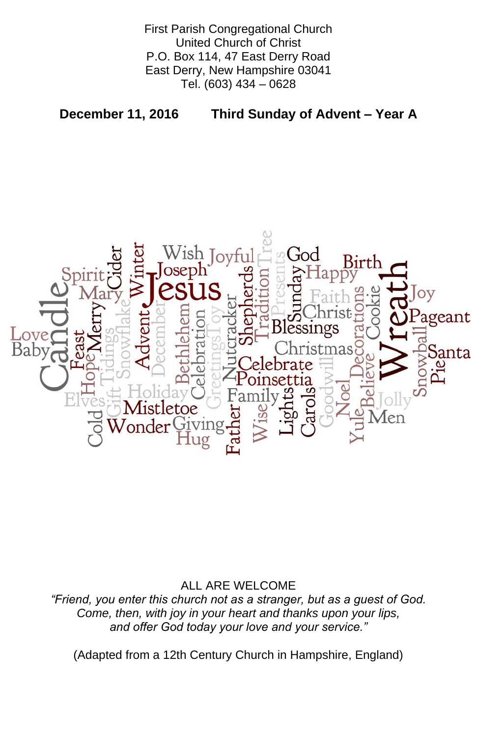First Parish Congregational Church
United Church of Christ
P.O. Box 114, 47 East Derry Road
East Derry, New Hampshire 03041
Tel. (603) 434 – 0628

**December 11, 2016** **Third Sunday of Advent – Year A**

ALL ARE WELCOME

*“Friend, you enter this church not as a stranger, but as a guest of God.
Come, then, with joy in your heart and thanks upon your lips,
and offer God today your love and your service.”*

(Adapted from a 12th Century Church in Hampshire, England)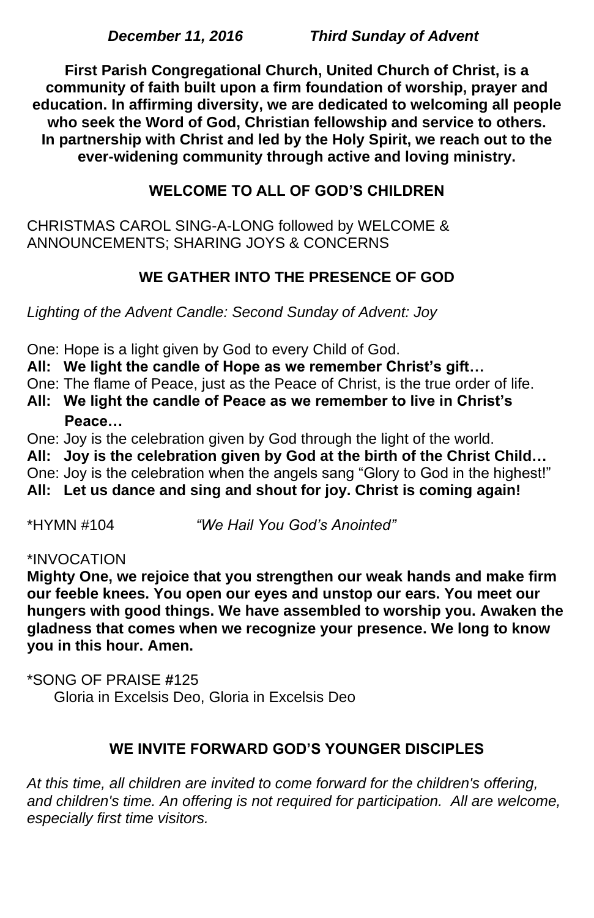***December 11, 2016 Third Sunday of Advent***

**First Parish Congregational Church, United Church of Christ, is a community of faith built upon a firm foundation of worship, prayer and education. In affirming diversity, we are dedicated to welcoming all people who seek the Word of God, Christian fellowship and service to others. In partnership with Christ and led by the Holy Spirit, we reach out to the ever-widening community through active and loving ministry.**

## WELCOME TO ALL OF GOD'S CHILDREN

CHRISTMAS CAROL SING-A-LONG followed by WELCOME & ANNOUNCEMENTS; SHARING JOYS & CONCERNS

## WE GATHER INTO THE PRESENCE OF GOD

*Lighting of the Advent Candle: Second Sunday of Advent: Joy*

One: Hope is a light given by God to every Child of God.
**All: We light the candle of Hope as we remember Christ's gift…**
One: The flame of Peace, just as the Peace of Christ, is the true order of life.
**All: We light the candle of Peace as we remember to live in Christ's Peace…**
One: Joy is the celebration given by God through the light of the world.
**All: Joy is the celebration given by God at the birth of the Christ Child…**
One: Joy is the celebration when the angels sang "Glory to God in the highest!"
**All: Let us dance and sing and shout for joy. Christ is coming again!**

*HYMN #104 *"We Hail You God's Anointed"*

*INVOCATION
**Mighty One, we rejoice that you strengthen our weak hands and make firm our feeble knees. You open our eyes and unstop our ears. You meet our hungers with good things. We have assembled to worship you. Awaken the gladness that comes when we recognize your presence. We long to know you in this hour. Amen.**

*SONG OF PRAISE #125
Gloria in Excelsis Deo, Gloria in Excelsis Deo

## WE INVITE FORWARD GOD'S YOUNGER DISCIPLES

*At this time, all children are invited to come forward for the children's offering, and children's time. An offering is not required for participation. All are welcome, especially first time visitors.*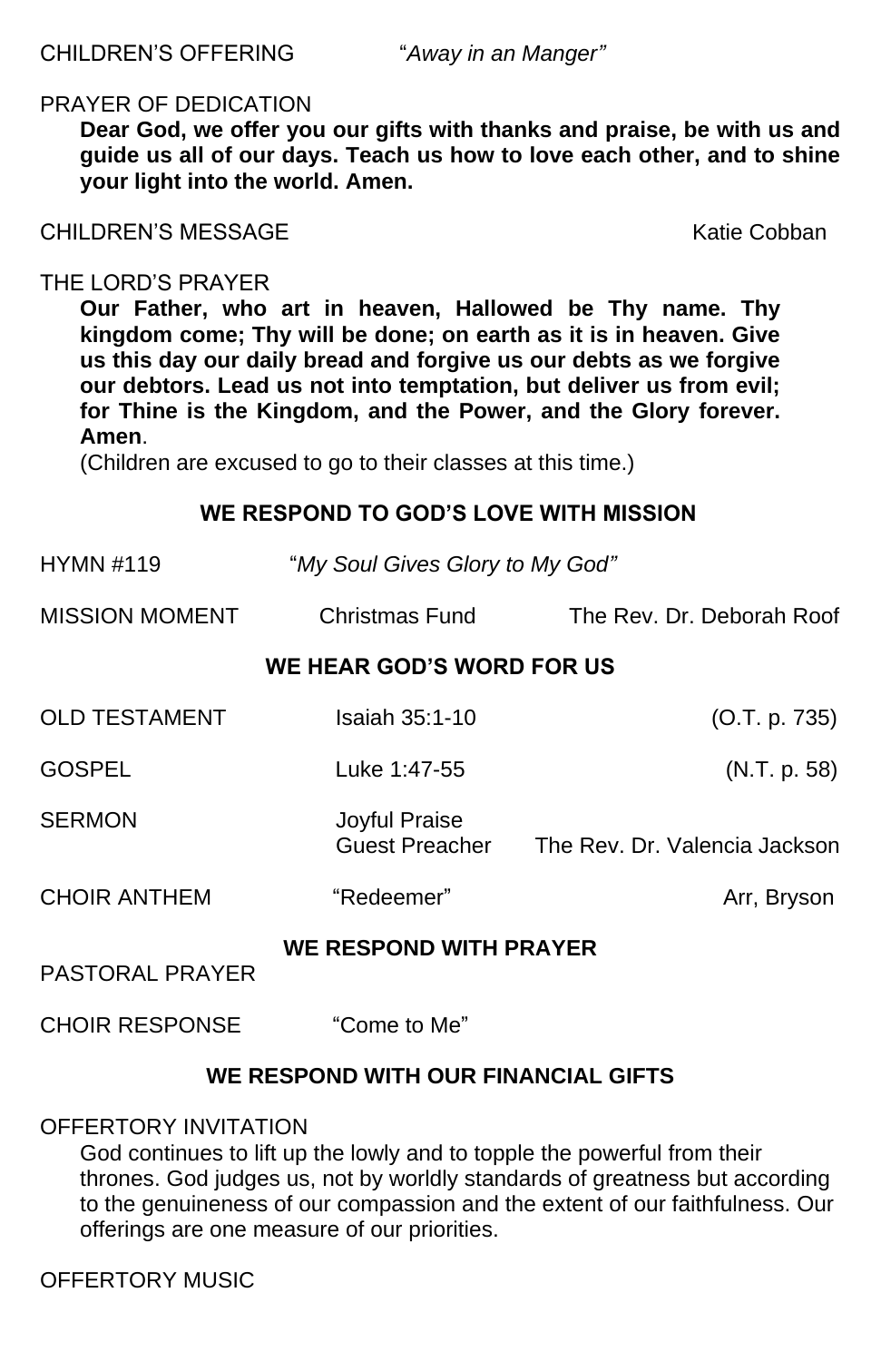CHILDREN'S OFFERING "*Away in an Manger"*

PRAYER OF DEDICATION

**Dear God, we offer you our gifts with thanks and praise, be with us and guide us all of our days. Teach us how to love each other, and to shine your light into the world. Amen.**

CHILDREN'S MESSAGE Katie Cobban

THE LORD'S PRAYER

**Our Father, who art in heaven, Hallowed be Thy name. Thy kingdom come; Thy will be done; on earth as it is in heaven. Give us this day our daily bread and forgive us our debts as we forgive our debtors. Lead us not into temptation, but deliver us from evil; for Thine is the Kingdom, and the Power, and the Glory forever. Amen**.

(Children are excused to go to their classes at this time.)

## WE RESPOND TO GOD'S LOVE WITH MISSION

HYMN #119 "*My Soul Gives Glory to My God"*

MISSION MOMENT Christmas Fund The Rev. Dr. Deborah Roof

## WE HEAR GOD'S WORD FOR US

OLD TESTAMENT Isaiah 35:1-10 (O.T. p. 735)

GOSPEL Luke 1:47-55 (N.T. p. 58)

SERMON Joyful Praise
Guest Preacher The Rev. Dr. Valencia Jackson

CHOIR ANTHEM "Redeemer" Arr, Bryson

## WE RESPOND WITH PRAYER

PASTORAL PRAYER

CHOIR RESPONSE "Come to Me"

## WE RESPOND WITH OUR FINANCIAL GIFTS

OFFERTORY INVITATION

God continues to lift up the lowly and to topple the powerful from their thrones. God judges us, not by worldly standards of greatness but according to the genuineness of our compassion and the extent of our faithfulness. Our offerings are one measure of our priorities.

OFFERTORY MUSIC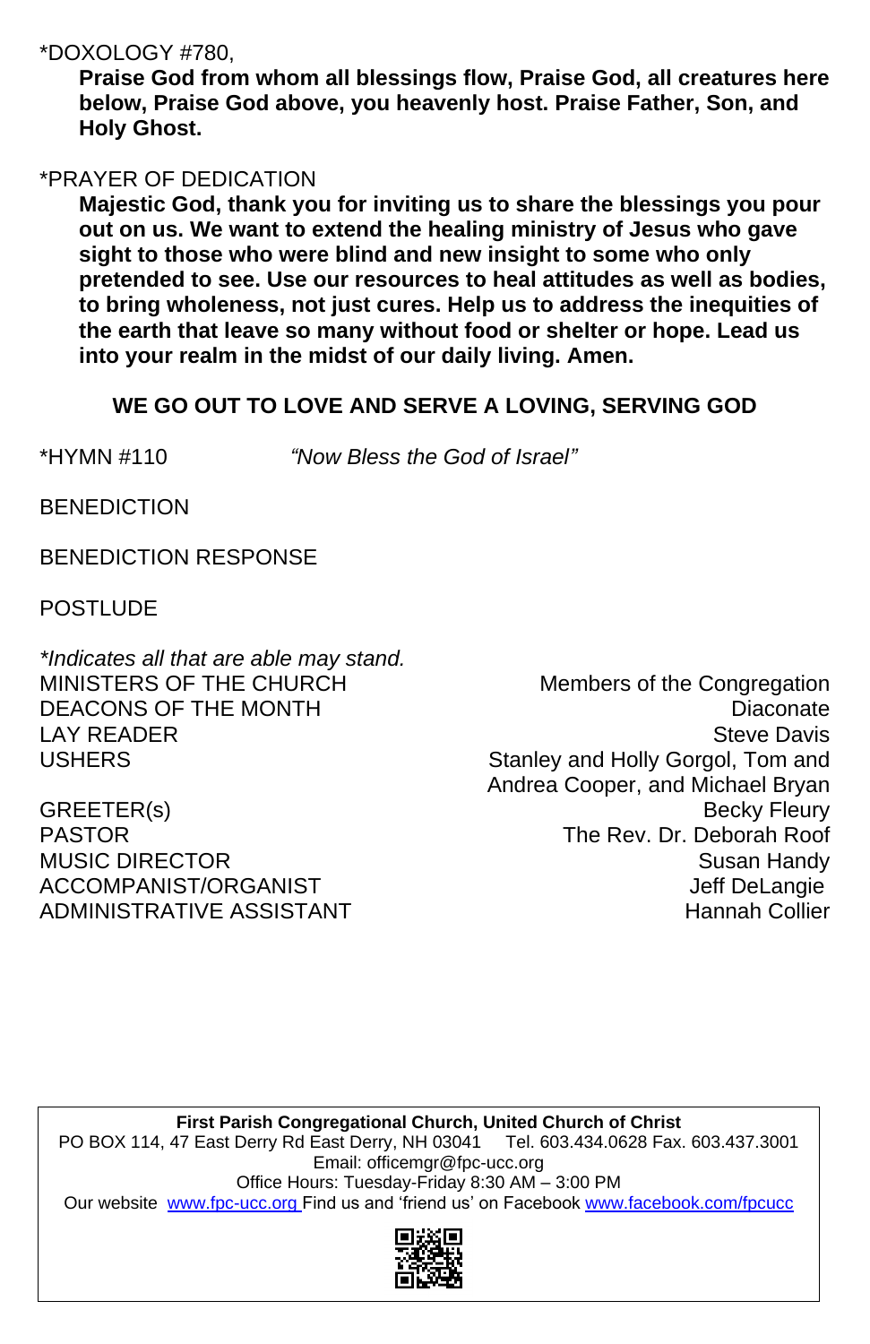*DOXOLOGY #780,

**Praise God from whom all blessings flow, Praise God, all creatures here below, Praise God above, you heavenly host. Praise Father, Son, and Holy Ghost.**

*PRAYER OF DEDICATION

**Majestic God, thank you for inviting us to share the blessings you pour out on us. We want to extend the healing ministry of Jesus who gave sight to those who were blind and new insight to some who only pretended to see. Use our resources to heal attitudes as well as bodies, to bring wholeness, not just cures. Help us to address the inequities of the earth that leave so many without food or shelter or hope. Lead us into your realm in the midst of our daily living. Amen.**

## WE GO OUT TO LOVE AND SERVE A LOVING, SERVING GOD

*HYMN #110 *"Now Bless the God of Israel"*

BENEDICTION

BENEDICTION RESPONSE

POSTLUDE

**Indicates all that are able may stand.*

| | |
|---|---|
| MINISTERS OF THE CHURCH | Members of the Congregation |
| DEACONS OF THE MONTH | Diaconate |
| LAY READER | Steve Davis |
| USHERS | Stanley and Holly Gorgol, Tom and Andrea Cooper, and Michael Bryan |
| GREETER(s) | Becky Fleury |
| PASTOR | The Rev. Dr. Deborah Roof |
| MUSIC DIRECTOR | Susan Handy |
| ACCOMPANIST/ORGANIST | Jeff DeLangie |
| ADMINISTRATIVE ASSISTANT | Hannah Collier |

**First Parish Congregational Church, United Church of Christ**
PO BOX 114, 47 East Derry Rd East Derry, NH 03041 Tel. 603.434.0628 Fax. 603.437.3001
Email: officemgr@fpc-ucc.org
Office Hours: Tuesday-Friday 8:30 AM – 3:00 PM
Our website www.fpc-ucc.org Find us and 'friend us' on Facebook www.facebook.com/fpcucc